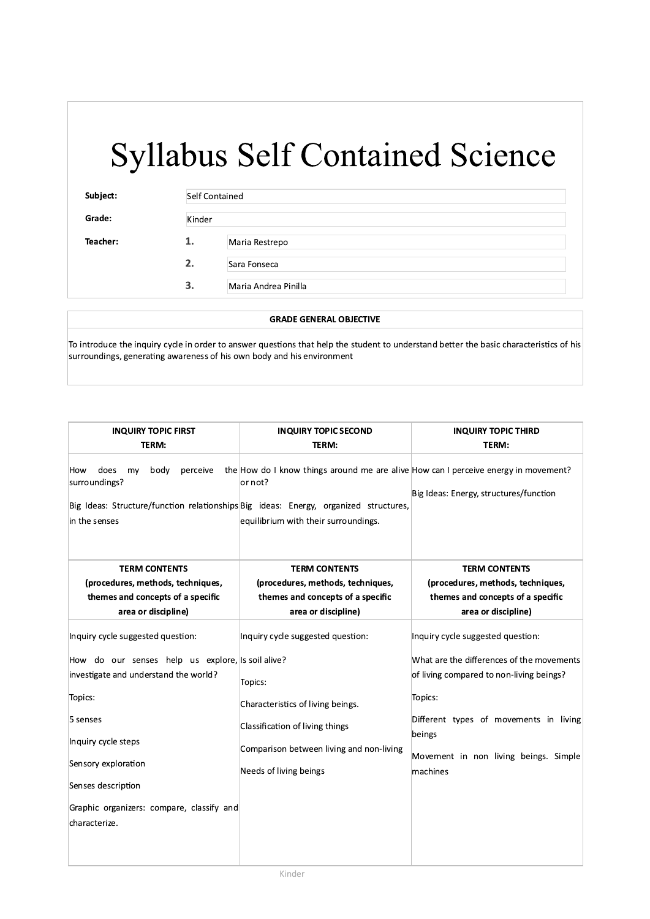# Syllabus Self Contained Science

| | | |
|---|---|---|
| **Subject:** | Self Contained | |
| **Grade:** | Kinder | |
| **Teacher:** | **1.** | Maria Restrepo |
| | **2.** | Sara Fonseca |
| | **3.** | Maria Andrea Pinilla |

| **GRADE GENERAL OBJECTIVE** |
|---|
| To introduce the inquiry cycle in order to answer questions that help the student to understand better the basic characteristics of his surroundings, generating awareness of his own body and his environment |

| **INQUIRY TOPIC FIRST TERM:** | **INQUIRY TOPIC SECOND TERM:** | **INQUIRY TOPIC THIRD TERM:** |
|---|---|---|
| How does my body perceive the surroundings?<br><br>Big Ideas: Structure/function relationships in the senses | How do I know things around me are alive or not?<br><br>Big ideas: Energy, organized structures, equilibrium with their surroundings. | How can I perceive energy in movement?<br><br>Big Ideas: Energy, structures/function |
| **TERM CONTENTS (procedures, methods, techniques, themes and concepts of a specific area or discipline)** | **TERM CONTENTS (procedures, methods, techniques, themes and concepts of a specific area or discipline)** | **TERM CONTENTS (procedures, methods, techniques, themes and concepts of a specific area or discipline)** |
| Inquiry cycle suggested question:<br><br>How do our senses help us explore, investigate and understand the world?<br><br>Topics:<br><br>5 senses<br><br>Inquiry cycle steps<br><br>Sensory exploration<br><br>Senses description<br><br>Graphic organizers: compare, classify and characterize. | Inquiry cycle suggested question:<br><br>Is soil alive?<br><br>Topics:<br><br>Characteristics of living beings.<br><br>Classification of living things<br><br>Comparison between living and non-living<br><br>Needs of living beings | Inquiry cycle suggested question:<br><br>What are the differences of the movements of living compared to non-living beings?<br><br>Topics:<br><br>Different types of movements in living beings<br><br>Movement in non living beings. Simple machines |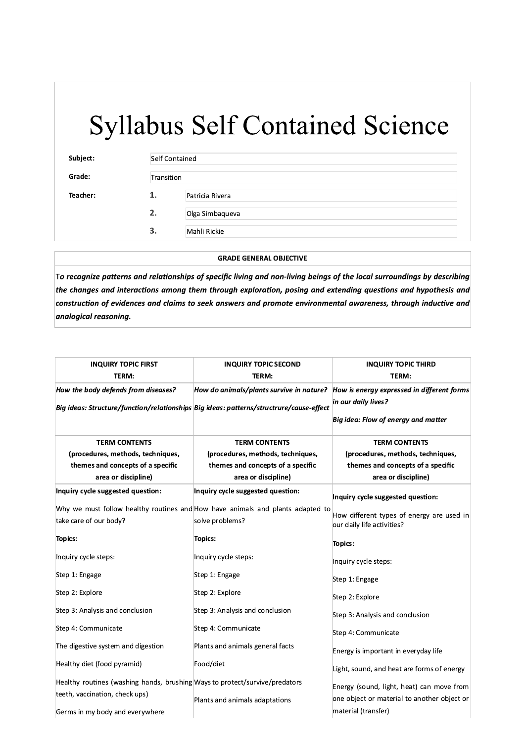# Syllabus Self Contained Science

| | | |
|---|---|---|
| **Subject:** | Self Contained | |
| **Grade:** | Transition | |
| **Teacher:** | 1. | Patricia Rivera |
| | 2. | Olga Simbaqueva |
| | 3. | Mahli Rickie |

| GRADE GENERAL OBJECTIVE |
|---|
| T***o recognize patterns and relationships of specific living and non-living beings of the local surroundings by describing the changes and interactions among them through exploration, posing and extending questions and hypothesis and construction of evidences and claims to seek answers and promote environmental awareness, through inductive and analogical reasoning.*** |

| INQUIRY TOPIC FIRST TERM: | INQUIRY TOPIC SECOND TERM: | INQUIRY TOPIC THIRD TERM: |
|---|---|---|
| ***How the body defends from diseases?*** <br><br> ***Big ideas: Structure/function/relationships*** | ***How do animals/plants survive in nature?*** <br><br> ***Big ideas: patterns/structrure/cause-effect*** | ***How is energy expressed in different forms in our daily lives?*** <br><br> ***Big idea: Flow of energy and matter*** |
| **TERM CONTENTS (procedures, methods, techniques, themes and concepts of a specific area or discipline)** | **TERM CONTENTS (procedures, methods, techniques, themes and concepts of a specific area or discipline)** | **TERM CONTENTS (procedures, methods, techniques, themes and concepts of a specific area or discipline)** |
| **Inquiry cycle suggested question:** <br><br> Why we must follow healthy routines and take care of our body? <br><br> **Topics:** <br><br> Inquiry cycle steps: <br><br> Step 1: Engage <br><br> Step 2: Explore <br><br> Step 3: Analysis and conclusion <br><br> Step 4: Communicate <br><br> The digestive system and digestion <br><br> Healthy diet (food pyramid) <br><br> Healthy routines (washing hands, brushing teeth, vaccination, check ups) <br><br> Germs in my body and everywhere | **Inquiry cycle suggested question:** <br><br> How have animals and plants adapted to solve problems? <br><br> **Topics:** <br><br> Inquiry cycle steps: <br><br> Step 1: Engage <br><br> Step 2: Explore <br><br> Step 3: Analysis and conclusion <br><br> Step 4: Communicate <br><br> Plants and animals general facts <br><br> Food/diet <br><br> Ways to protect/survive/predators <br><br> Plants and animals adaptations | **Inquiry cycle suggested question:** <br><br> How different types of energy are used in our daily life activities? <br><br> **Topics:** <br><br> Inquiry cycle steps: <br><br> Step 1: Engage <br><br> Step 2: Explore <br><br> Step 3: Analysis and conclusion <br><br> Step 4: Communicate <br><br> Energy is important in everyday life <br><br> Light, sound, and heat are forms of energy <br><br> Energy (sound, light, heat) can move from one object or material to another object or material (transfer) |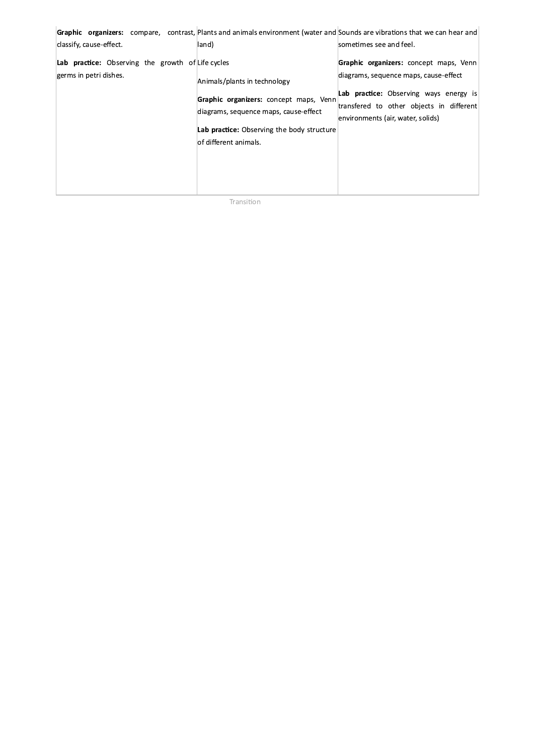| | | |
|---|---|---|
| **Graphic organizers:** compare, contrast, classify, cause-effect.<br><br>**Lab practice:** Observing the growth of germs in petri dishes. | Plants and animals environment (water and land)<br><br>Life cycles<br><br>Animals/plants in technology<br><br>**Graphic organizers:** concept maps, Venn diagrams, sequence maps, cause-effect<br><br>**Lab practice:** Observing the body structure of different animals. | Sounds are vibrations that we can hear and sometimes see and feel.<br><br>**Graphic organizers:** concept maps, Venn diagrams, sequence maps, cause-effect<br><br>**Lab practice:** Observing ways energy is transfered to other objects in different environments (air, water, solids) |

Transition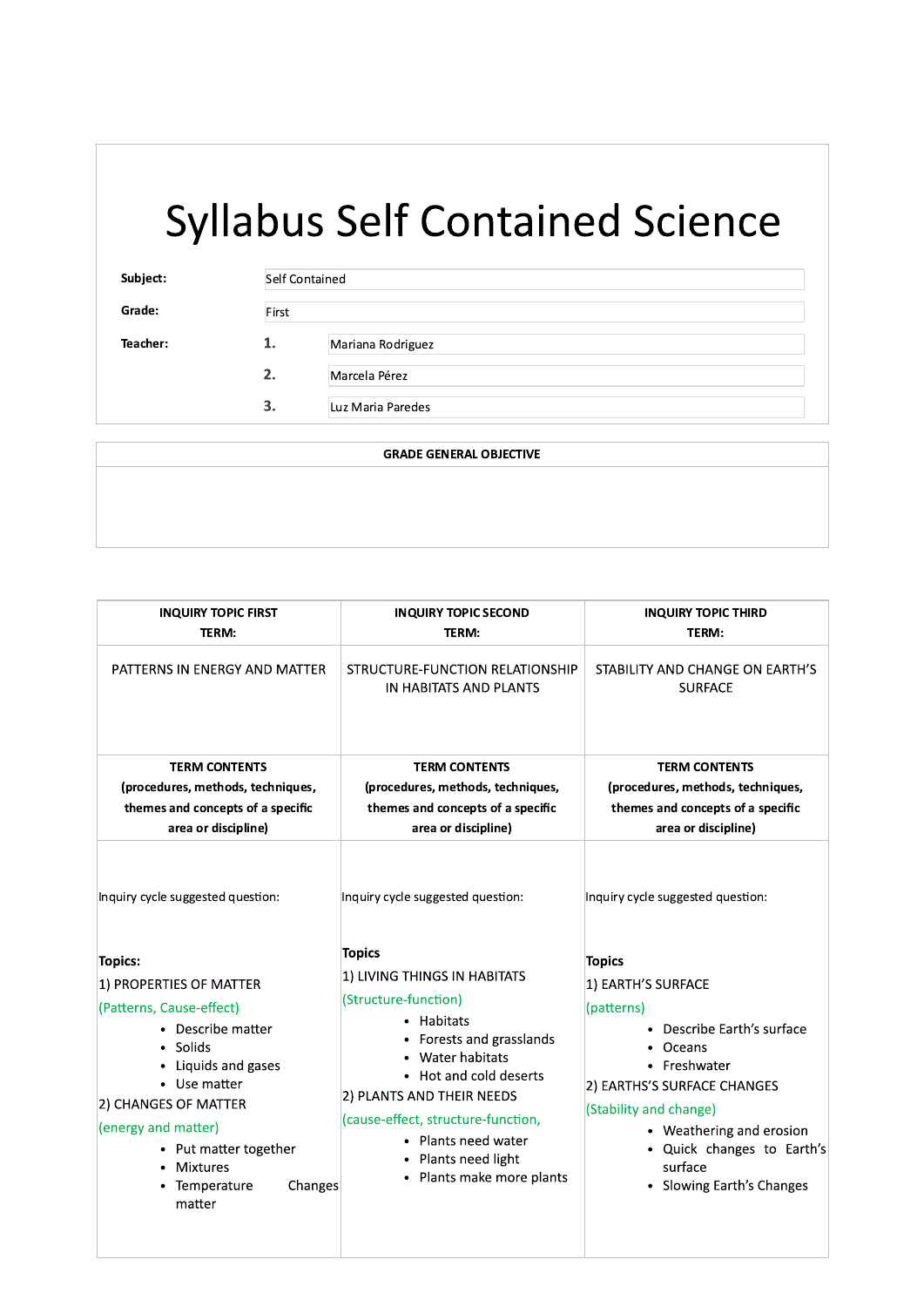# Syllabus Self Contained Science

| | | |
|---|---|---|
| **Subject:** | Self Contained | |
| **Grade:** | First | |
| **Teacher:** | **1.** | Mariana Rodriguez |
| | **2.** | Marcela Pérez |
| | **3.** | Luz Maria Paredes |

| **GRADE GENERAL OBJECTIVE** |
|---|
| |

| **INQUIRY TOPIC FIRST TERM:** | **INQUIRY TOPIC SECOND TERM:** | **INQUIRY TOPIC THIRD TERM:** |
|---|---|---|
| PATTERNS IN ENERGY AND MATTER | STRUCTURE-FUNCTION RELATIONSHIP IN HABITATS AND PLANTS | STABILITY AND CHANGE ON EARTH'S SURFACE |
| **TERM CONTENTS (procedures, methods, techniques, themes and concepts of a specific area or discipline)** | **TERM CONTENTS (procedures, methods, techniques, themes and concepts of a specific area or discipline)** | **TERM CONTENTS (procedures, methods, techniques, themes and concepts of a specific area or discipline)** |
| Inquiry cycle suggested question:<br><br>**Topics:**<br>1) PROPERTIES OF MATTER<br>(Patterns, Cause-effect)<br>• Describe matter<br>• Solids<br>• Liquids and gases<br>• Use matter<br>2) CHANGES OF MATTER<br>(energy and matter)<br>• Put matter together<br>• Mixtures<br>• Temperature Changes matter | Inquiry cycle suggested question:<br><br>**Topics**<br>1) LIVING THINGS IN HABITATS<br>(Structure-function)<br>• Habitats<br>• Forests and grasslands<br>• Water habitats<br>• Hot and cold deserts<br>2) PLANTS AND THEIR NEEDS<br>(cause-effect, structure-function,<br>• Plants need water<br>• Plants need light<br>• Plants make more plants | Inquiry cycle suggested question:<br><br>**Topics**<br>1) EARTH'S SURFACE<br>(patterns)<br>• Describe Earth's surface<br>• Oceans<br>• Freshwater<br>2) EARTHS'S SURFACE CHANGES<br>(Stability and change)<br>• Weathering and erosion<br>• Quick changes to Earth's surface<br>• Slowing Earth's Changes |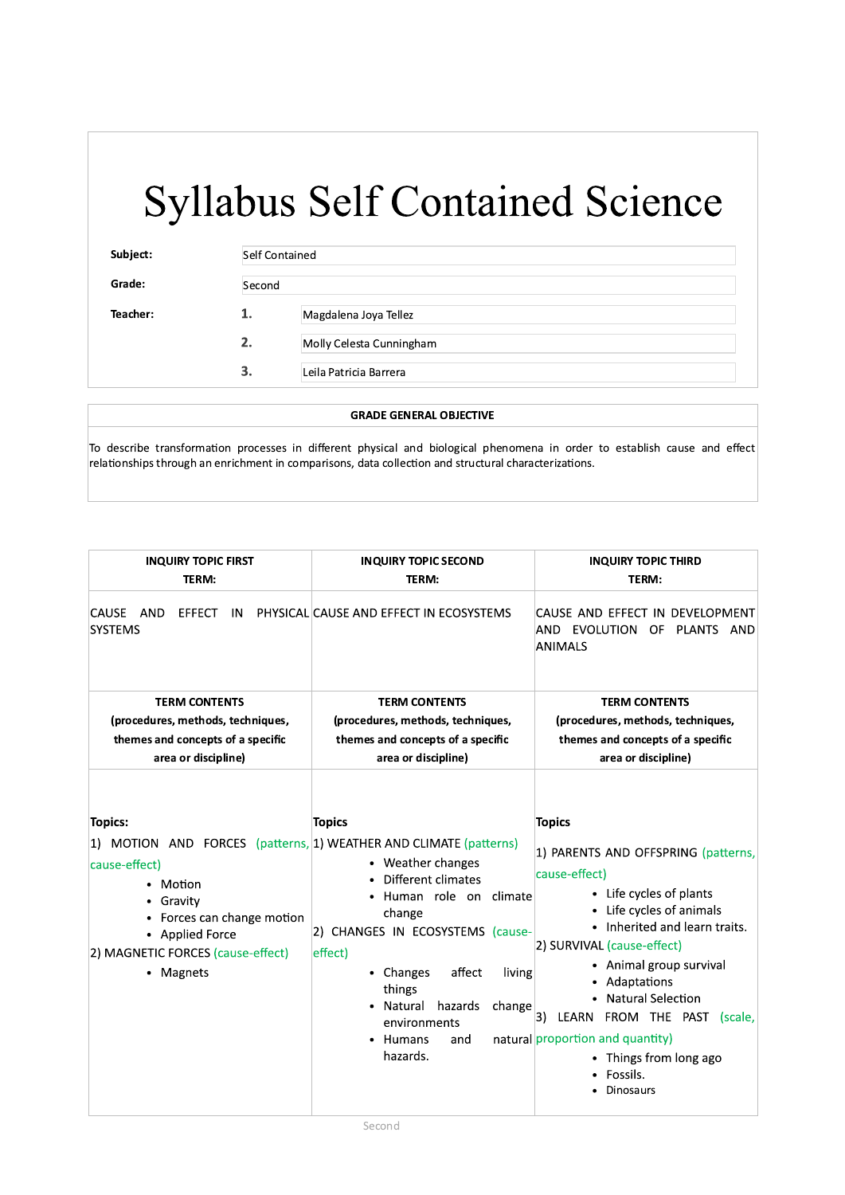# Syllabus Self Contained Science

| | | |
|---|---|---|
| **Subject:** | Self Contained | |
| **Grade:** | Second | |
| **Teacher:** | **1.** | Magdalena Joya Tellez |
| | **2.** | Molly Celesta Cunningham |
| | **3.** | Leila Patricia Barrera |

| GRADE GENERAL OBJECTIVE |
|---|
| To describe transformation processes in different physical and biological phenomena in order to establish cause and effect relationships through an enrichment in comparisons, data collection and structural characterizations. |

| INQUIRY TOPIC FIRST TERM: | INQUIRY TOPIC SECOND TERM: | INQUIRY TOPIC THIRD TERM: |
|---|---|---|
| CAUSE AND EFFECT IN PHYSICAL SYSTEMS | CAUSE AND EFFECT IN ECOSYSTEMS | CAUSE AND EFFECT IN DEVELOPMENT AND EVOLUTION OF PLANTS AND ANIMALS |
| **TERM CONTENTS (procedures, methods, techniques, themes and concepts of a specific area or discipline)** | **TERM CONTENTS (procedures, methods, techniques, themes and concepts of a specific area or discipline)** | **TERM CONTENTS (procedures, methods, techniques, themes and concepts of a specific area or discipline)** |
| **Topics:**<br>1) MOTION AND FORCES (patterns, cause-effect)<br>• Motion<br>• Gravity<br>• Forces can change motion<br>• Applied Force<br>2) MAGNETIC FORCES (cause-effect)<br>• Magnets | **Topics**<br>1) WEATHER AND CLIMATE (patterns)<br>• Weather changes<br>• Different climates<br>• Human role on climate change<br>2) CHANGES IN ECOSYSTEMS (cause-effect)<br>• Changes affect living things<br>• Natural hazards change environments<br>• Humans and natural hazards. | **Topics**<br>1) PARENTS AND OFFSPRING (patterns, cause-effect)<br>• Life cycles of plants<br>• Life cycles of animals<br>• Inherited and learn traits.<br>2) SURVIVAL (cause-effect)<br>• Animal group survival<br>• Adaptations<br>• Natural Selection<br>3) LEARN FROM THE PAST (scale, proportion and quantity)<br>• Things from long ago<br>• Fossils.<br>• Dinosaurs |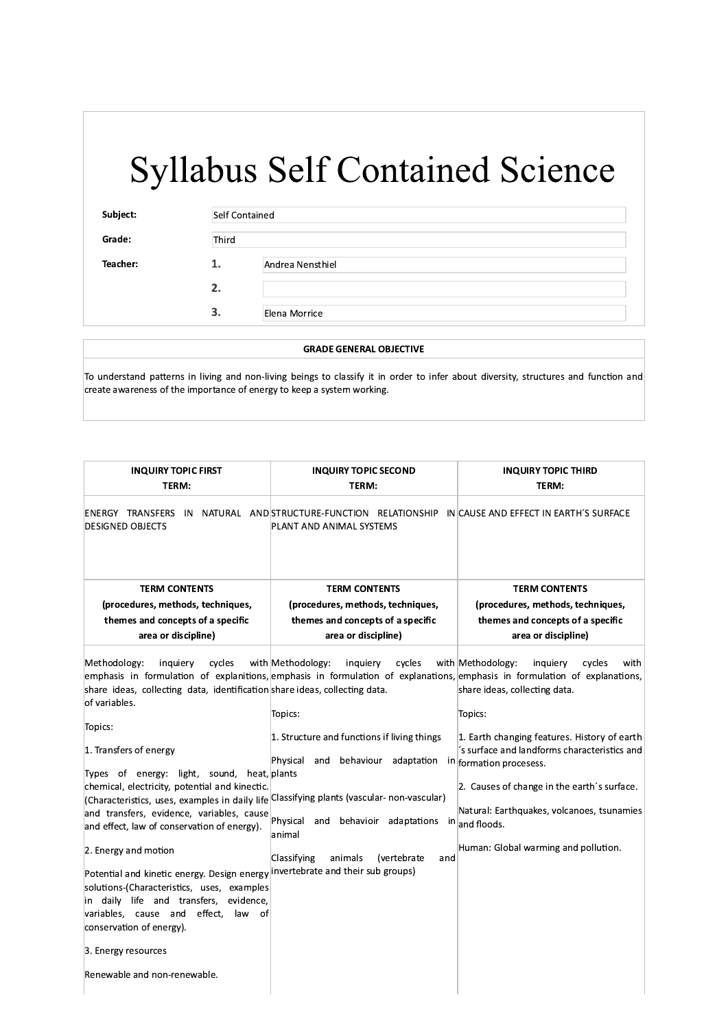# Syllabus Self Contained Science

| | | |
|---|---|---|
| **Subject:** | | Self Contained |
| **Grade:** | | Third |
| **Teacher:** | **1.** | Andrea Nensthiel |
| | **2.** | |
| | **3.** | Elena Morrice |

| **GRADE GENERAL OBJECTIVE** |
|---|
| To understand patterns in living and non-living beings to classify it in order to infer about diversity, structures and function and create awareness of the importance of energy to keep a system working. |

| **INQUIRY TOPIC FIRST TERM:** | **INQUIRY TOPIC SECOND TERM:** | **INQUIRY TOPIC THIRD TERM:** |
|---|---|---|
| ENERGY TRANSFERS IN NATURAL AND DESIGNED OBJECTS | STRUCTURE-FUNCTION RELATIONSHIP IN PLANT AND ANIMAL SYSTEMS | CAUSE AND EFFECT IN EARTH´S SURFACE |
| **TERM CONTENTS (procedures, methods, techniques, themes and concepts of a specific area or discipline)** | **TERM CONTENTS (procedures, methods, techniques, themes and concepts of a specific area or discipline)** | **TERM CONTENTS (procedures, methods, techniques, themes and concepts of a specific area or discipline)** |
| Methodology: inquiery cycles with emphasis in formulation of explanitions, share ideas, collecting data, identification of variables.<br><br>Topics:<br><br>1. Transfers of energy<br><br>Types of energy: light, sound, heat, chemical, electricity, potential and kinectic. (Characteristics, uses, examples in daily life and transfers, evidence, variables, cause and effect, law of conservation of energy).<br><br>2. Energy and motion<br><br>Potential and kinetic energy. Design energy solutions-(Characteristics, uses, examples in daily life and transfers, evidence, variables, cause and effect, law of conservation of energy).<br><br>3. Energy resources<br><br>Renewable and non-renewable. | Methodology: inquiery cycles with emphasis in formulation of explanations, share ideas, collecting data.<br><br>Topics:<br><br>1. Structure and functions if living things<br><br>Physical and behaviour adaptation in plants<br><br>Classifying plants (vascular- non-vascular)<br><br>Physical and behavioir adaptations in animal<br><br>Classifying animals (vertebrate and invertebrate and their sub groups) | Methodology: inquiery cycles with emphasis in formulation of explanations, share ideas, collecting data.<br><br>Topics:<br><br>1. Earth changing features. History of earth ´s surface and landforms characteristics and formation procesess.<br><br>2. Causes of change in the earth´s surface.<br><br>Natural: Earthquakes, volcanoes, tsunamies and floods.<br><br>Human: Global warming and pollution. |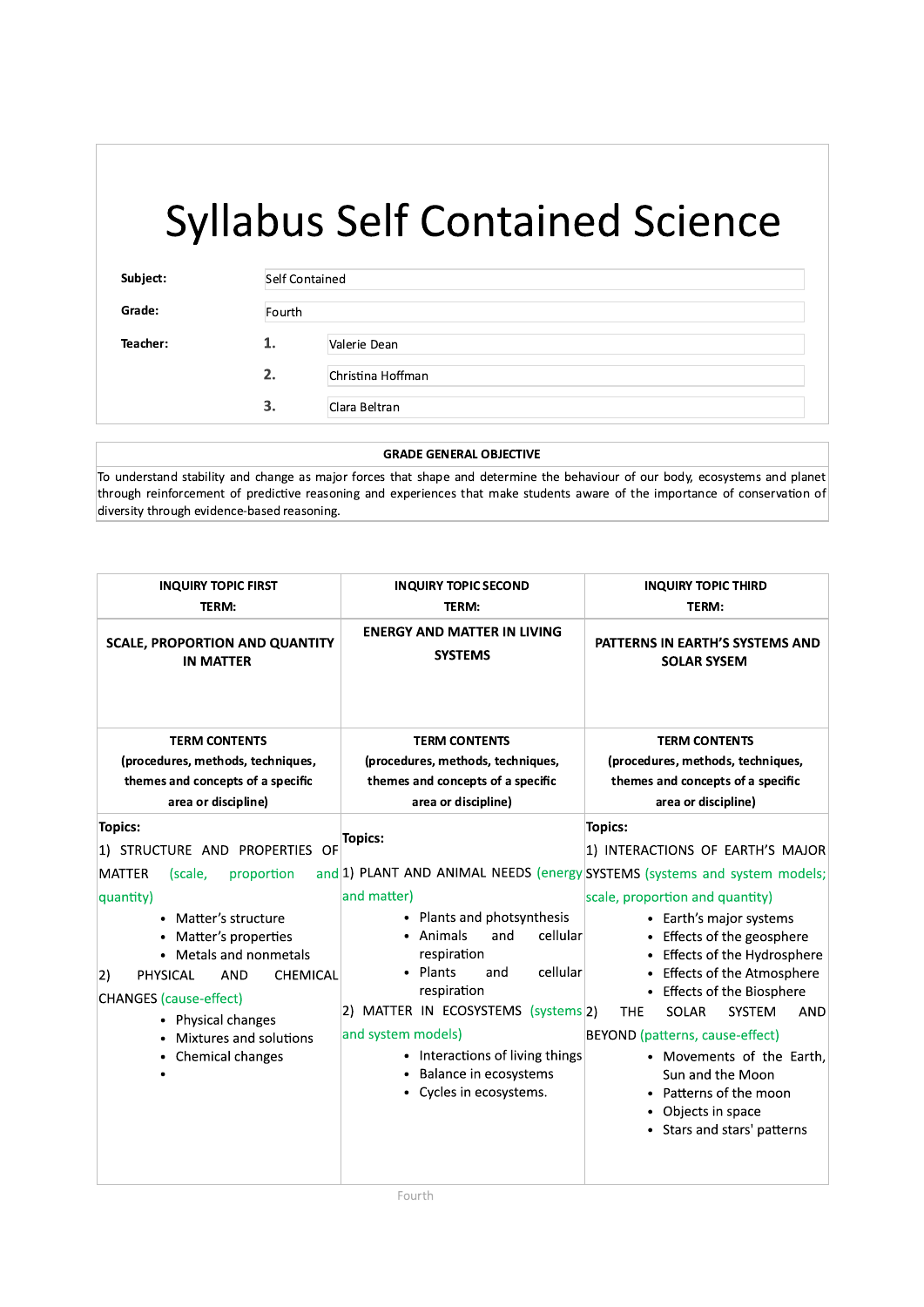# Syllabus Self Contained Science

| | | |
|---|---|---|
| **Subject:** | Self Contained | |
| **Grade:** | Fourth | |
| **Teacher:** | **1.** | Valerie Dean |
| | **2.** | Christina Hoffman |
| | **3.** | Clara Beltran |

| **GRADE GENERAL OBJECTIVE** |
|---|
| To understand stability and change as major forces that shape and determine the behaviour of our body, ecosystems and planet through reinforcement of predictive reasoning and experiences that make students aware of the importance of conservation of diversity through evidence-based reasoning. |

| **INQUIRY TOPIC FIRST TERM:** | **INQUIRY TOPIC SECOND TERM:** | **INQUIRY TOPIC THIRD TERM:** |
|---|---|---|
| **SCALE, PROPORTION AND QUANTITY IN MATTER** | **ENERGY AND MATTER IN LIVING SYSTEMS** | **PATTERNS IN EARTH'S SYSTEMS AND SOLAR SYSEM** |
| **TERM CONTENTS (procedures, methods, techniques, themes and concepts of a specific area or discipline)** | **TERM CONTENTS (procedures, methods, techniques, themes and concepts of a specific area or discipline)** | **TERM CONTENTS (procedures, methods, techniques, themes and concepts of a specific area or discipline)** |
| **Topics:**<br>1) STRUCTURE AND PROPERTIES OF MATTER (scale, proportion and quantity)<br>• Matter's structure<br>• Matter's properties<br>• Metals and nonmetals<br>2) PHYSICAL AND CHEMICAL CHANGES (cause-effect)<br>• Physical changes<br>• Mixtures and solutions<br>• Chemical changes<br>• | **Topics:**<br>1) PLANT AND ANIMAL NEEDS (energy and matter)<br>• Plants and photsynthesis<br>• Animals and cellular respiration<br>• Plants and cellular respiration<br>2) MATTER IN ECOSYSTEMS (systems and system models)<br>• Interactions of living things<br>• Balance in ecosystems<br>• Cycles in ecosystems. | **Topics:**<br>1) INTERACTIONS OF EARTH'S MAJOR SYSTEMS (systems and system models; scale, proportion and quantity)<br>• Earth's major systems<br>• Effects of the geosphere<br>• Effects of the Hydrosphere<br>• Effects of the Atmosphere<br>• Effects of the Biosphere<br>2) THE SOLAR SYSTEM AND BEYOND (patterns, cause-effect)<br>• Movements of the Earth, Sun and the Moon<br>• Patterns of the moon<br>• Objects in space<br>• Stars and stars' patterns |